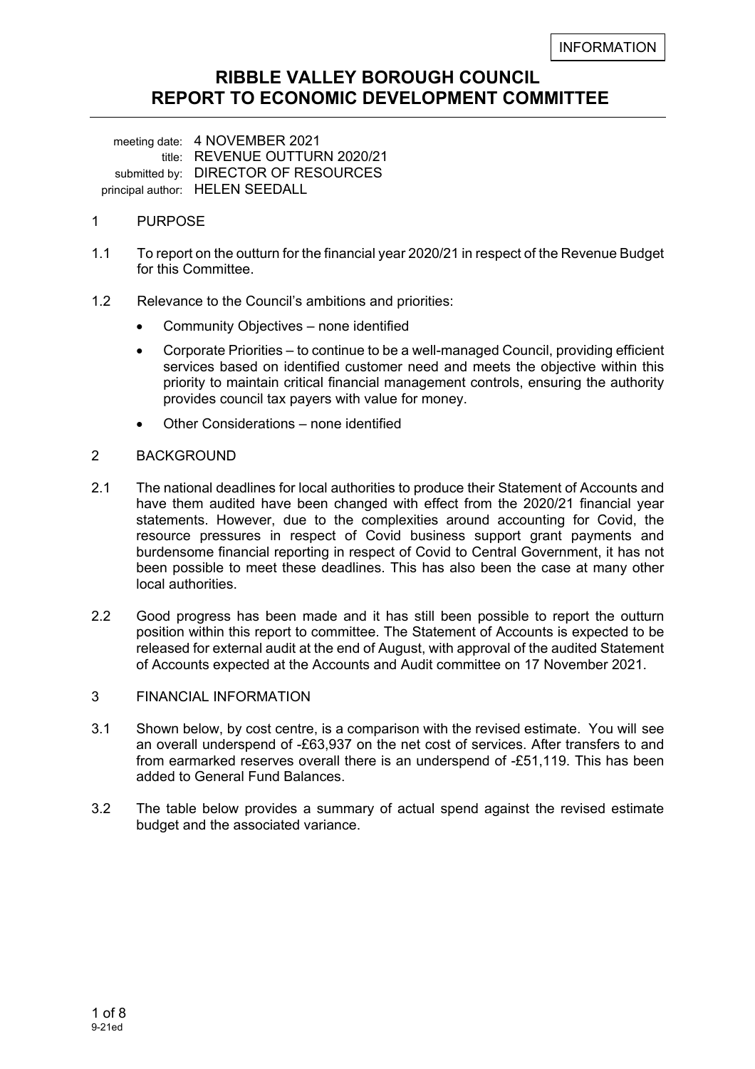INFORMATION

# RIBBLE VALLEY BOROUGH COUNCIL
# REPORT TO ECONOMIC DEVELOPMENT COMMITTEE

meeting date: 4 NOVEMBER 2021
title: REVENUE OUTTURN 2020/21
submitted by: DIRECTOR OF RESOURCES
principal author: HELEN SEEDALL

## 1 PURPOSE

1.1 To report on the outturn for the financial year 2020/21 in respect of the Revenue Budget for this Committee.

1.2 Relevance to the Council's ambitions and priorities:

- Community Objectives – none identified
- Corporate Priorities – to continue to be a well-managed Council, providing efficient services based on identified customer need and meets the objective within this priority to maintain critical financial management controls, ensuring the authority provides council tax payers with value for money.
- Other Considerations – none identified

## 2 BACKGROUND

2.1 The national deadlines for local authorities to produce their Statement of Accounts and have them audited have been changed with effect from the 2020/21 financial year statements. However, due to the complexities around accounting for Covid, the resource pressures in respect of Covid business support grant payments and burdensome financial reporting in respect of Covid to Central Government, it has not been possible to meet these deadlines. This has also been the case at many other local authorities.

2.2 Good progress has been made and it has still been possible to report the outturn position within this report to committee. The Statement of Accounts is expected to be released for external audit at the end of August, with approval of the audited Statement of Accounts expected at the Accounts and Audit committee on 17 November 2021.

## 3 FINANCIAL INFORMATION

3.1 Shown below, by cost centre, is a comparison with the revised estimate. You will see an overall underspend of -£63,937 on the net cost of services. After transfers to and from earmarked reserves overall there is an underspend of -£51,119. This has been added to General Fund Balances.

3.2 The table below provides a summary of actual spend against the revised estimate budget and the associated variance.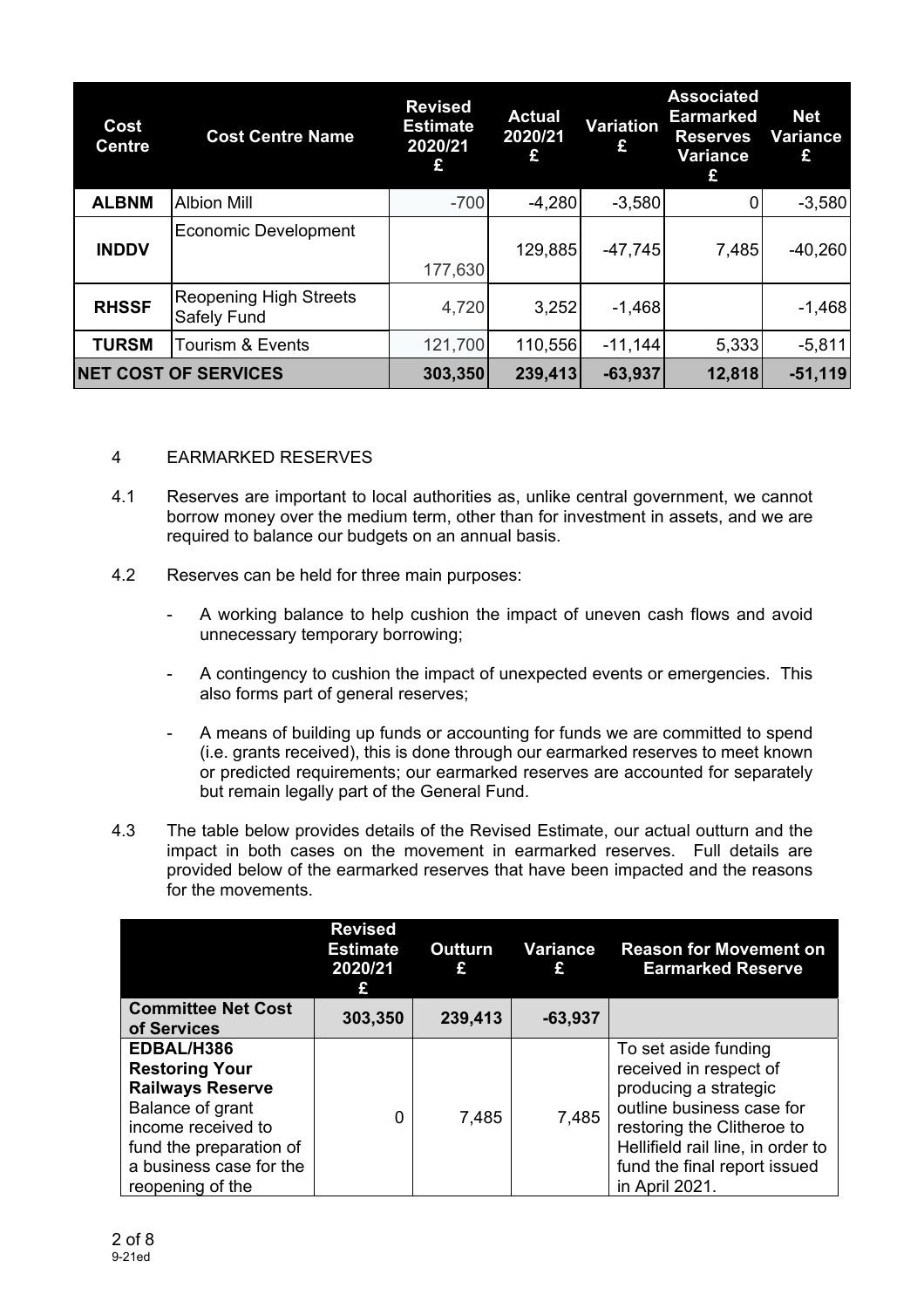| Cost Centre | Cost Centre Name | Revised Estimate 2020/21 £ | Actual 2020/21 £ | Variation £ | Associated Earmarked Reserves Variance £ | Net Variance £ |
|---|---|---|---|---|---|---|
| **ALBNM** | Albion Mill | -700 | -4,280 | -3,580 | 0 | -3,580 |
| **INDDV** | Economic Development | 177,630 | 129,885 | -47,745 | 7,485 | -40,260 |
| **RHSSF** | Reopening High Streets Safely Fund | 4,720 | 3,252 | -1,468 | | -1,468 |
| **TURSM** | Tourism & Events | 121,700 | 110,556 | -11,144 | 5,333 | -5,811 |
| **NET COST OF SERVICES** | | **303,350** | **239,413** | **-63,937** | **12,818** | **-51,119** |

4 EARMARKED RESERVES

4.1 Reserves are important to local authorities as, unlike central government, we cannot borrow money over the medium term, other than for investment in assets, and we are required to balance our budgets on an annual basis.

4.2 Reserves can be held for three main purposes:

- A working balance to help cushion the impact of uneven cash flows and avoid unnecessary temporary borrowing;
- A contingency to cushion the impact of unexpected events or emergencies. This also forms part of general reserves;
- A means of building up funds or accounting for funds we are committed to spend (i.e. grants received), this is done through our earmarked reserves to meet known or predicted requirements; our earmarked reserves are accounted for separately but remain legally part of the General Fund.

4.3 The table below provides details of the Revised Estimate, our actual outturn and the impact in both cases on the movement in earmarked reserves. Full details are provided below of the earmarked reserves that have been impacted and the reasons for the movements.

| | Revised Estimate 2020/21 £ | Outturn £ | Variance £ | Reason for Movement on Earmarked Reserve |
|---|---|---|---|---|
| **Committee Net Cost of Services** | **303,350** | **239,413** | **-63,937** | |
| **EDBAL/H386 Restoring Your Railways Reserve** Balance of grant income received to fund the preparation of a business case for the reopening of the | 0 | 7,485 | 7,485 | To set aside funding received in respect of producing a strategic outline business case for restoring the Clitheroe to Hellifield rail line, in order to fund the final report issued in April 2021. |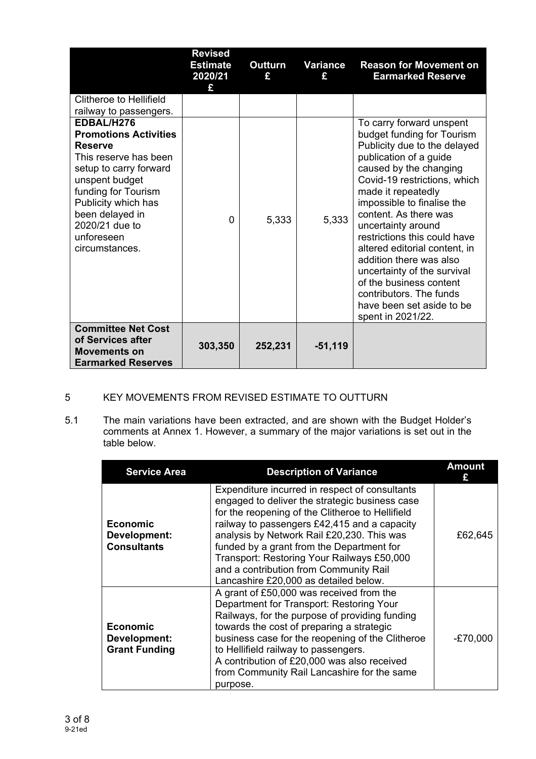| | Revised Estimate 2020/21 £ | Outturn £ | Variance £ | Reason for Movement on Earmarked Reserve |
|---|---|---|---|---|
| Clitheroe to Hellifield railway to passengers. | | | | |
| **EDBAL/H276 Promotions Activities Reserve** This reserve has been setup to carry forward unspent budget funding for Tourism Publicity which has been delayed in 2020/21 due to unforeseen circumstances. | 0 | 5,333 | 5,333 | To carry forward unspent budget funding for Tourism Publicity due to the delayed publication of a guide caused by the changing Covid-19 restrictions, which made it repeatedly impossible to finalise the content. As there was uncertainty around restrictions this could have altered editorial content, in addition there was also uncertainty of the survival of the business content contributors. The funds have been set aside to be spent in 2021/22. |
| **Committee Net Cost of Services after Movements on Earmarked Reserves** | **303,350** | **252,231** | **-51,119** | |

## 5 KEY MOVEMENTS FROM REVISED ESTIMATE TO OUTTURN

5.1 The main variations have been extracted, and are shown with the Budget Holder's comments at Annex 1. However, a summary of the major variations is set out in the table below.

| Service Area | Description of Variance | Amount £ |
|---|---|---|
| **Economic Development: Consultants** | Expenditure incurred in respect of consultants engaged to deliver the strategic business case for the reopening of the Clitheroe to Hellifield railway to passengers £42,415 and a capacity analysis by Network Rail £20,230. This was funded by a grant from the Department for Transport: Restoring Your Railways £50,000 and a contribution from Community Rail Lancashire £20,000 as detailed below. | £62,645 |
| **Economic Development: Grant Funding** | A grant of £50,000 was received from the Department for Transport: Restoring Your Railways, for the purpose of providing funding towards the cost of preparing a strategic business case for the reopening of the Clitheroe to Hellifield railway to passengers. A contribution of £20,000 was also received from Community Rail Lancashire for the same purpose. | -£70,000 |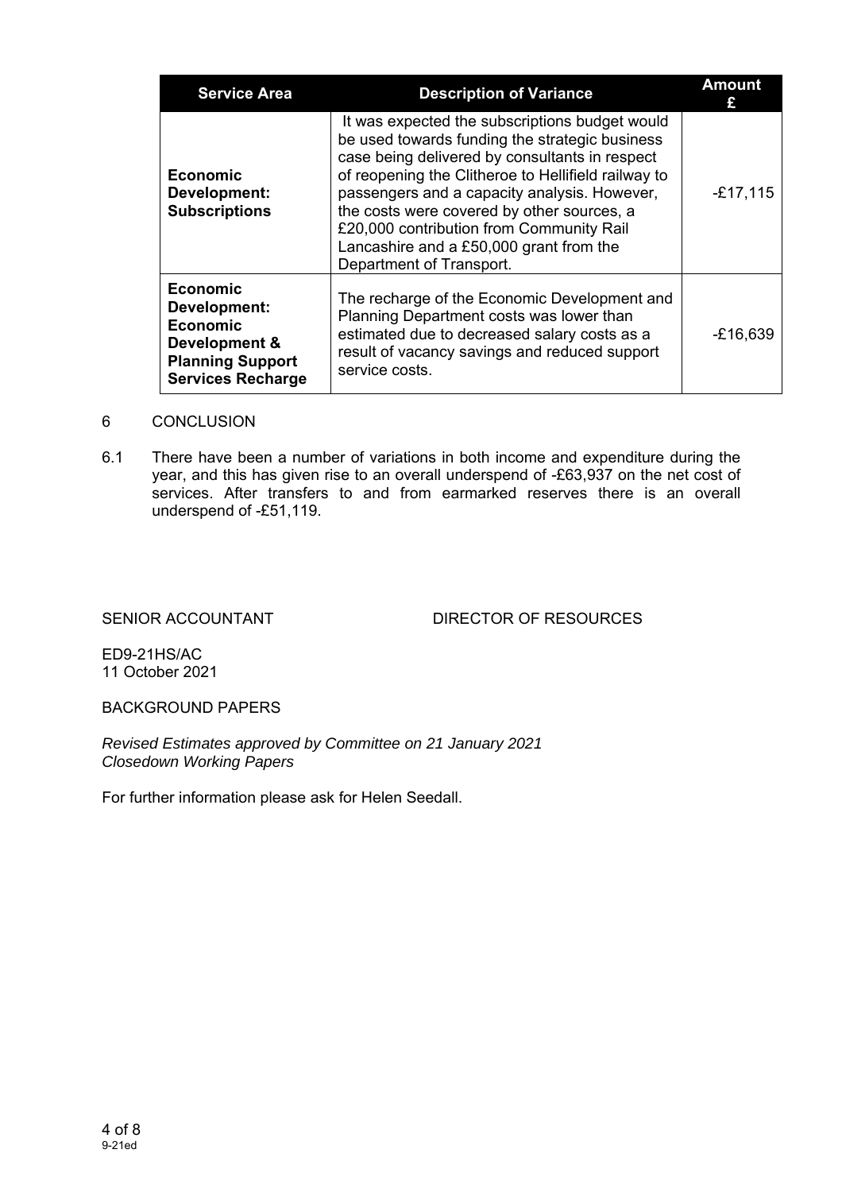| Service Area | Description of Variance | Amount £ |
|---|---|---|
| **Economic Development: Subscriptions** | It was expected the subscriptions budget would be used towards funding the strategic business case being delivered by consultants in respect of reopening the Clitheroe to Hellifield railway to passengers and a capacity analysis. However, the costs were covered by other sources, a £20,000 contribution from Community Rail Lancashire and a £50,000 grant from the Department of Transport. | -£17,115 |
| **Economic Development: Economic Development & Planning Support Services Recharge** | The recharge of the Economic Development and Planning Department costs was lower than estimated due to decreased salary costs as a result of vacancy savings and reduced support service costs. | -£16,639 |

## 6 CONCLUSION

6.1 There have been a number of variations in both income and expenditure during the year, and this has given rise to an overall underspend of -£63,937 on the net cost of services. After transfers to and from earmarked reserves there is an overall underspend of -£51,119.

SENIOR ACCOUNTANT  DIRECTOR OF RESOURCES

ED9-21HS/AC
11 October 2021

BACKGROUND PAPERS

*Revised Estimates approved by Committee on 21 January 2021*
*Closedown Working Papers*

For further information please ask for Helen Seedall.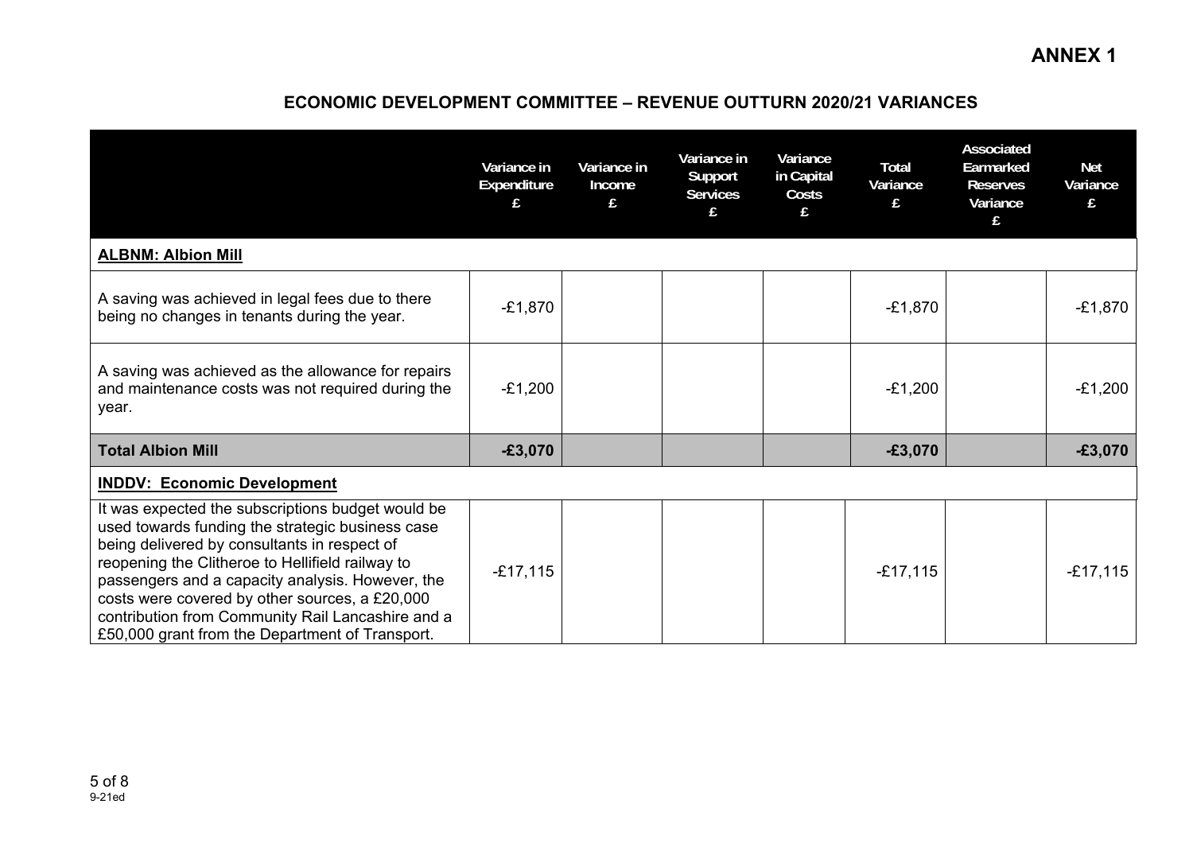# ANNEX 1

## ECONOMIC DEVELOPMENT COMMITTEE – REVENUE OUTTURN 2020/21 VARIANCES

| | Variance in Expenditure £ | Variance in Income £ | Variance in Support Services £ | Variance in Capital Costs £ | Total Variance £ | Associated Earmarked Reserves Variance £ | Net Variance £ |
|---|---|---|---|---|---|---|---|
| **ALBNM: Albion Mill** | | | | | | | |
| A saving was achieved in legal fees due to there being no changes in tenants during the year. | -£1,870 | | | | -£1,870 | | -£1,870 |
| A saving was achieved as the allowance for repairs and maintenance costs was not required during the year. | -£1,200 | | | | -£1,200 | | -£1,200 |
| **Total Albion Mill** | **-£3,070** | | | | **-£3,070** | | **-£3,070** |
| **INDDV: Economic Development** | | | | | | | |
| It was expected the subscriptions budget would be used towards funding the strategic business case being delivered by consultants in respect of reopening the Clitheroe to Hellifield railway to passengers and a capacity analysis. However, the costs were covered by other sources, a £20,000 contribution from Community Rail Lancashire and a £50,000 grant from the Department of Transport. | -£17,115 | | | | -£17,115 | | -£17,115 |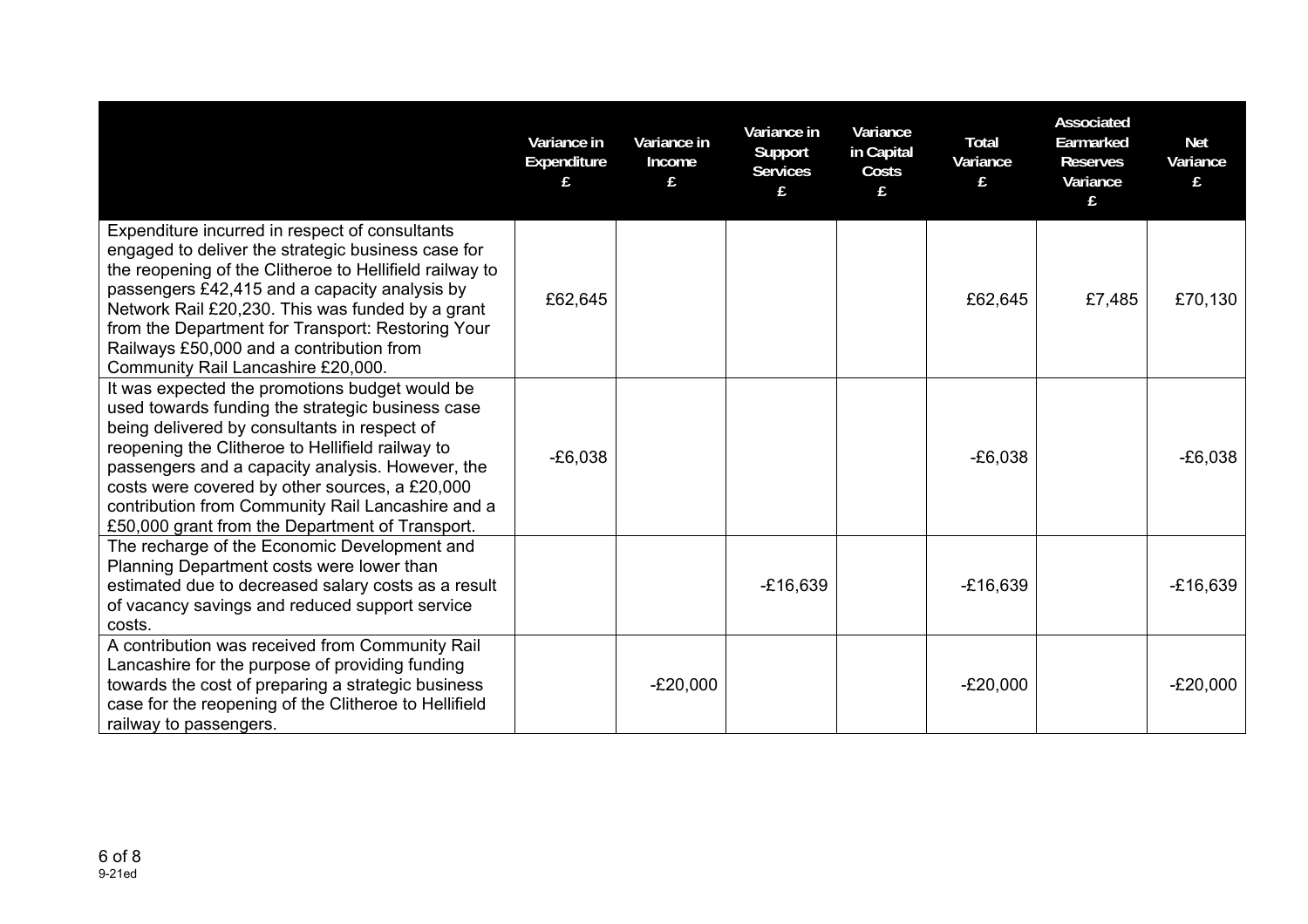| | Variance in Expenditure £ | Variance in Income £ | Variance in Support Services £ | Variance in Capital Costs £ | Total Variance £ | Associated Earmarked Reserves Variance £ | Net Variance £ |
|---|---|---|---|---|---|---|---|
| Expenditure incurred in respect of consultants engaged to deliver the strategic business case for the reopening of the Clitheroe to Hellifield railway to passengers £42,415 and a capacity analysis by Network Rail £20,230. This was funded by a grant from the Department for Transport: Restoring Your Railways £50,000 and a contribution from Community Rail Lancashire £20,000. | £62,645 | | | | £62,645 | £7,485 | £70,130 |
| It was expected the promotions budget would be used towards funding the strategic business case being delivered by consultants in respect of reopening the Clitheroe to Hellifield railway to passengers and a capacity analysis. However, the costs were covered by other sources, a £20,000 contribution from Community Rail Lancashire and a £50,000 grant from the Department of Transport. | -£6,038 | | | | -£6,038 | | -£6,038 |
| The recharge of the Economic Development and Planning Department costs were lower than estimated due to decreased salary costs as a result of vacancy savings and reduced support service costs. | | | -£16,639 | | -£16,639 | | -£16,639 |
| A contribution was received from Community Rail Lancashire for the purpose of providing funding towards the cost of preparing a strategic business case for the reopening of the Clitheroe to Hellifield railway to passengers. | | -£20,000 | | | -£20,000 | | -£20,000 |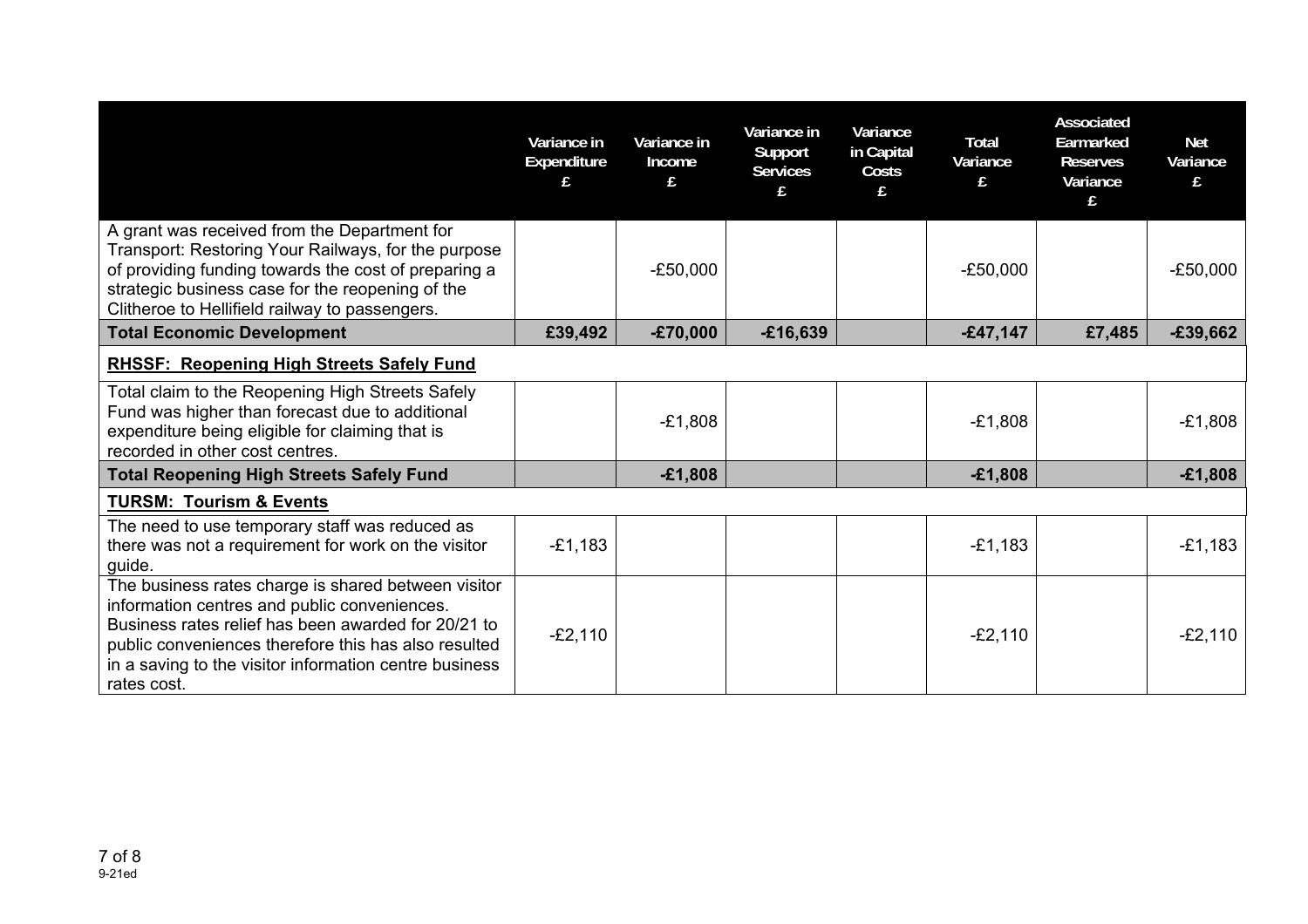| | Variance in Expenditure £ | Variance in Income £ | Variance in Support Services £ | Variance in Capital Costs £ | Total Variance £ | Associated Earmarked Reserves Variance £ | Net Variance £ |
|---|---|---|---|---|---|---|---|
| A grant was received from the Department for Transport: Restoring Your Railways, for the purpose of providing funding towards the cost of preparing a strategic business case for the reopening of the Clitheroe to Hellifield railway to passengers. | | -£50,000 | | | -£50,000 | | -£50,000 |
| **Total Economic Development** | **£39,492** | **-£70,000** | **-£16,639** | | **-£47,147** | **£7,485** | **-£39,662** |
| **RHSSF: Reopening High Streets Safely Fund** | | | | | | | |
| Total claim to the Reopening High Streets Safely Fund was higher than forecast due to additional expenditure being eligible for claiming that is recorded in other cost centres. | | -£1,808 | | | -£1,808 | | -£1,808 |
| **Total Reopening High Streets Safely Fund** | | **-£1,808** | | | **-£1,808** | | **-£1,808** |
| **TURSM: Tourism & Events** | | | | | | | |
| The need to use temporary staff was reduced as there was not a requirement for work on the visitor guide. | -£1,183 | | | | -£1,183 | | -£1,183 |
| The business rates charge is shared between visitor information centres and public conveniences. Business rates relief has been awarded for 20/21 to public conveniences therefore this has also resulted in a saving to the visitor information centre business rates cost. | -£2,110 | | | | -£2,110 | | -£2,110 |

9-21ed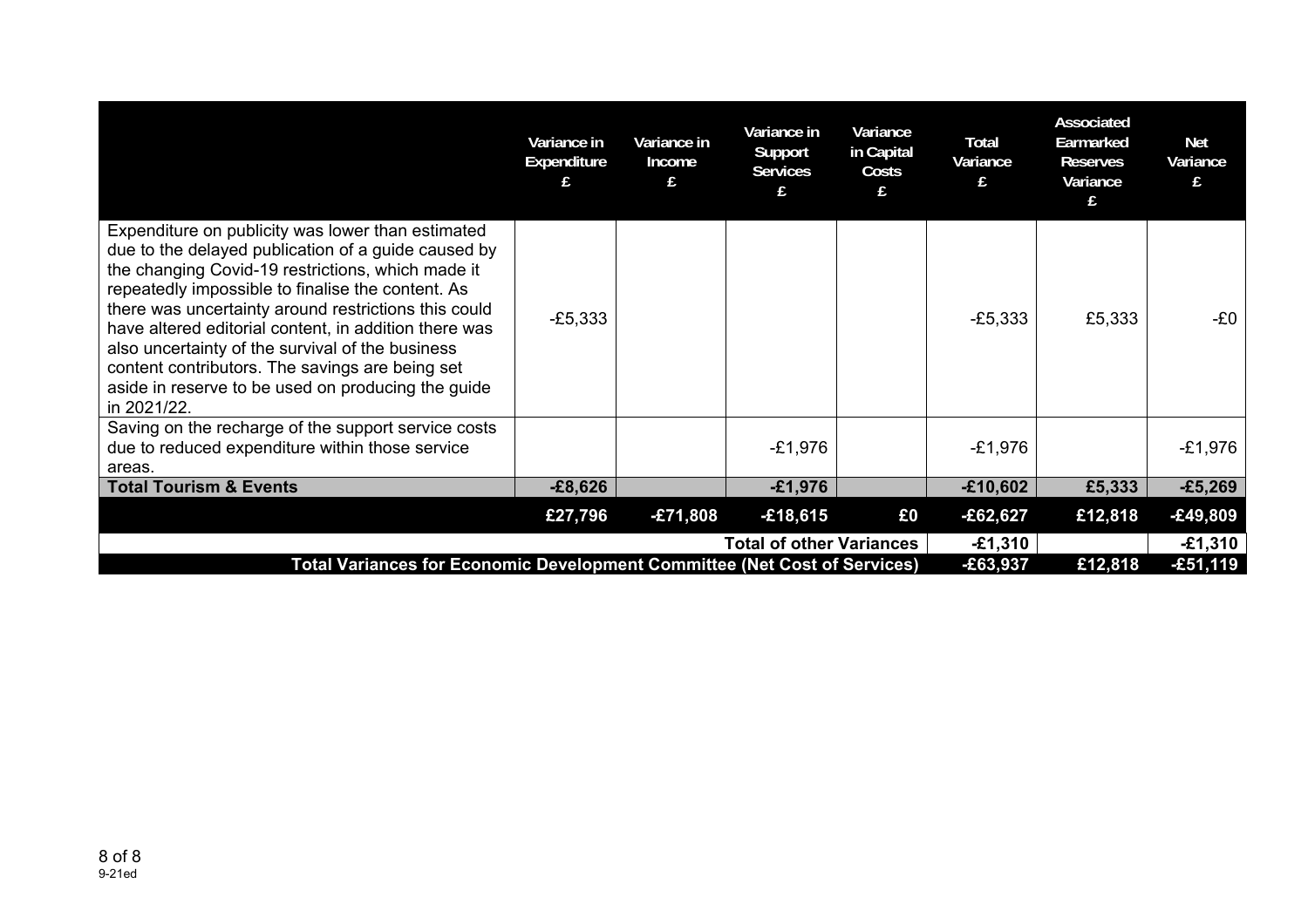| | Variance in Expenditure £ | Variance in Income £ | Variance in Support Services £ | Variance in Capital Costs £ | Total Variance £ | Associated Earmarked Reserves Variance £ | Net Variance £ |
|---|---|---|---|---|---|---|---|
| Expenditure on publicity was lower than estimated due to the delayed publication of a guide caused by the changing Covid-19 restrictions, which made it repeatedly impossible to finalise the content. As there was uncertainty around restrictions this could have altered editorial content, in addition there was also uncertainty of the survival of the business content contributors. The savings are being set aside in reserve to be used on producing the guide in 2021/22. | -£5,333 | | | | -£5,333 | £5,333 | -£0 |
| Saving on the recharge of the support service costs due to reduced expenditure within those service areas. | | | -£1,976 | | -£1,976 | | -£1,976 |
| **Total Tourism & Events** | **-£8,626** | | **-£1,976** | | **-£10,602** | **£5,333** | **-£5,269** |
| | **£27,796** | **-£71,808** | **-£18,615** | **£0** | **-£62,627** | **£12,818** | **-£49,809** |
| **Total of other Variances** | | | | | **-£1,310** | | **-£1,310** |
| **Total Variances for Economic Development Committee (Net Cost of Services)** | | | | | **-£63,937** | **£12,818** | **-£51,119** |